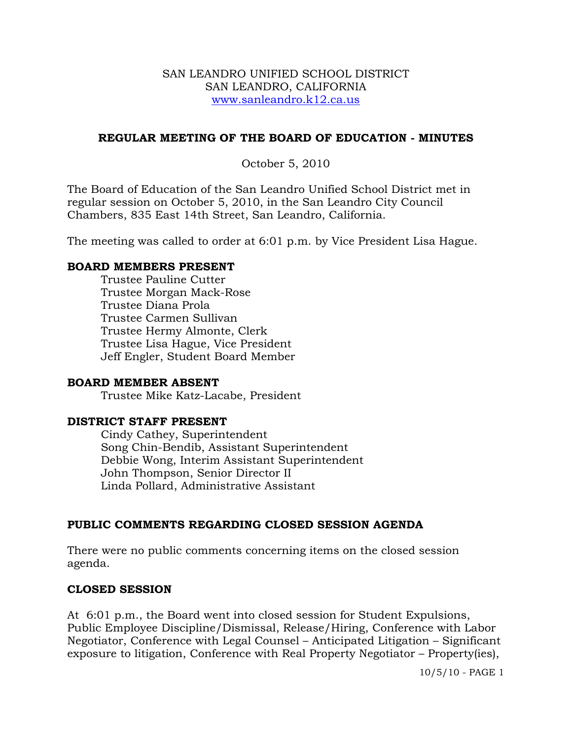SAN LEANDRO UNIFIED SCHOOL DISTRICT
SAN LEANDRO, CALIFORNIA
www.sanleandro.k12.ca.us

## REGULAR MEETING OF THE BOARD OF EDUCATION - MINUTES

October 5, 2010

The Board of Education of the San Leandro Unified School District met in regular session on October 5, 2010, in the San Leandro City Council Chambers, 835 East 14th Street, San Leandro, California.

The meeting was called to order at 6:01 p.m. by Vice President Lisa Hague.

### BOARD MEMBERS PRESENT

Trustee Pauline Cutter
Trustee Morgan Mack-Rose
Trustee Diana Prola
Trustee Carmen Sullivan
Trustee Hermy Almonte, Clerk
Trustee Lisa Hague, Vice President
Jeff Engler, Student Board Member

### BOARD MEMBER ABSENT

Trustee Mike Katz-Lacabe, President

### DISTRICT STAFF PRESENT

Cindy Cathey, Superintendent
Song Chin-Bendib, Assistant Superintendent
Debbie Wong, Interim Assistant Superintendent
John Thompson, Senior Director II
Linda Pollard, Administrative Assistant

### PUBLIC COMMENTS REGARDING CLOSED SESSION AGENDA

There were no public comments concerning items on the closed session agenda.

### CLOSED SESSION

At 6:01 p.m., the Board went into closed session for Student Expulsions, Public Employee Discipline/Dismissal, Release/Hiring, Conference with Labor Negotiator, Conference with Legal Counsel – Anticipated Litigation – Significant exposure to litigation, Conference with Real Property Negotiator – Property(ies),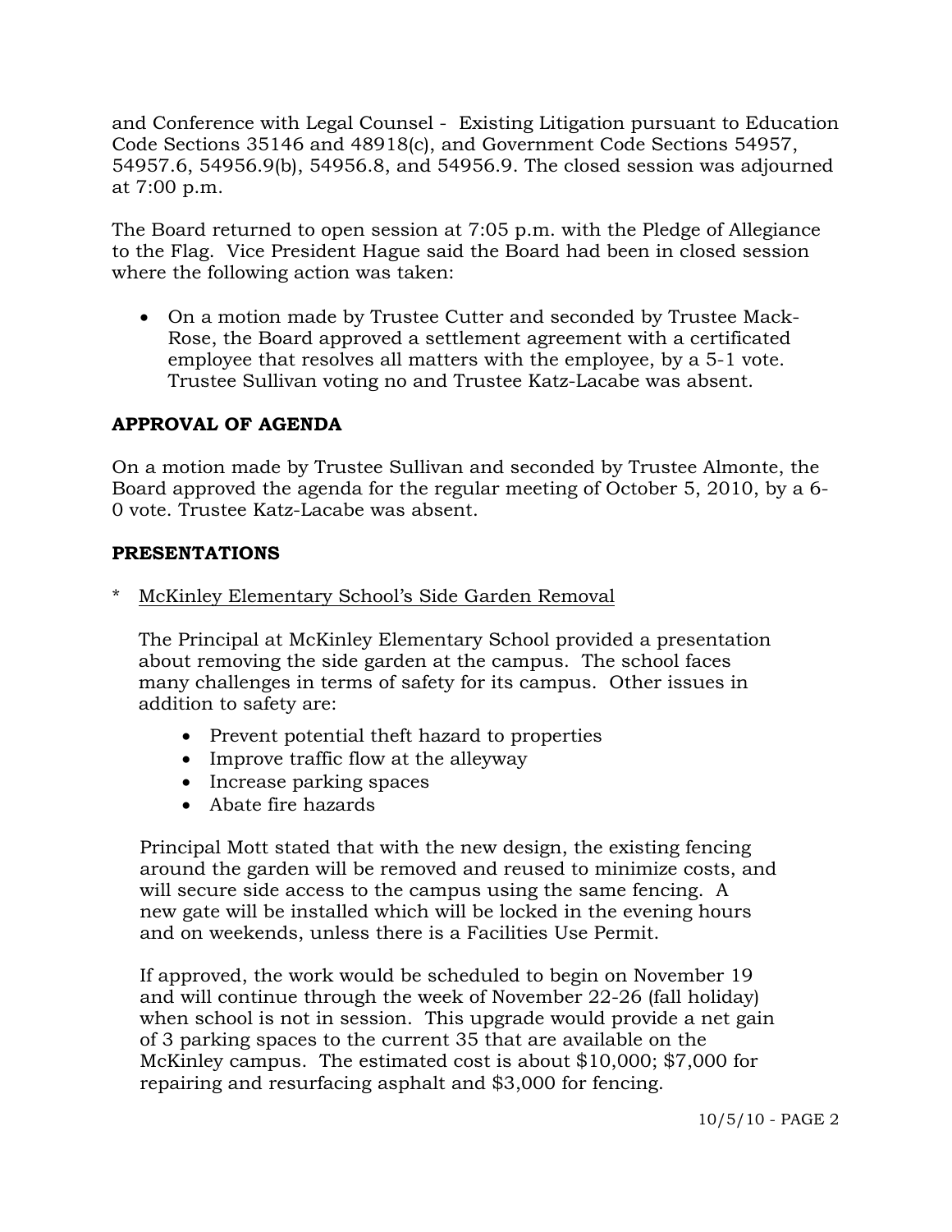and Conference with Legal Counsel - Existing Litigation pursuant to Education Code Sections 35146 and 48918(c), and Government Code Sections 54957, 54957.6, 54956.9(b), 54956.8, and 54956.9. The closed session was adjourned at 7:00 p.m.

The Board returned to open session at 7:05 p.m. with the Pledge of Allegiance to the Flag. Vice President Hague said the Board had been in closed session where the following action was taken:

- On a motion made by Trustee Cutter and seconded by Trustee Mack-Rose, the Board approved a settlement agreement with a certificated employee that resolves all matters with the employee, by a 5-1 vote. Trustee Sullivan voting no and Trustee Katz-Lacabe was absent.

## APPROVAL OF AGENDA

On a motion made by Trustee Sullivan and seconded by Trustee Almonte, the Board approved the agenda for the regular meeting of October 5, 2010, by a 6-0 vote. Trustee Katz-Lacabe was absent.

## PRESENTATIONS

\* McKinley Elementary School's Side Garden Removal

The Principal at McKinley Elementary School provided a presentation about removing the side garden at the campus. The school faces many challenges in terms of safety for its campus. Other issues in addition to safety are:

- Prevent potential theft hazard to properties
- Improve traffic flow at the alleyway
- Increase parking spaces
- Abate fire hazards

Principal Mott stated that with the new design, the existing fencing around the garden will be removed and reused to minimize costs, and will secure side access to the campus using the same fencing. A new gate will be installed which will be locked in the evening hours and on weekends, unless there is a Facilities Use Permit.

If approved, the work would be scheduled to begin on November 19 and will continue through the week of November 22-26 (fall holiday) when school is not in session. This upgrade would provide a net gain of 3 parking spaces to the current 35 that are available on the McKinley campus. The estimated cost is about $10,000; $7,000 for repairing and resurfacing asphalt and $3,000 for fencing.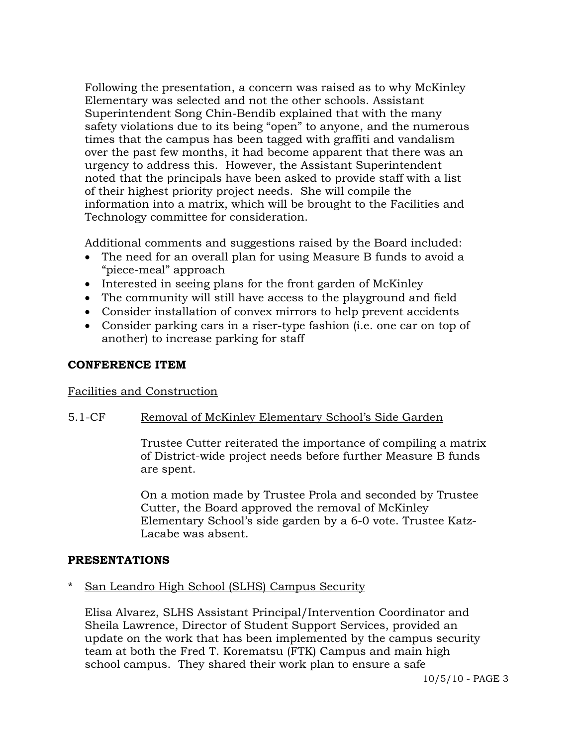Following the presentation, a concern was raised as to why McKinley Elementary was selected and not the other schools. Assistant Superintendent Song Chin-Bendib explained that with the many safety violations due to its being "open" to anyone, and the numerous times that the campus has been tagged with graffiti and vandalism over the past few months, it had become apparent that there was an urgency to address this. However, the Assistant Superintendent noted that the principals have been asked to provide staff with a list of their highest priority project needs. She will compile the information into a matrix, which will be brought to the Facilities and Technology committee for consideration.

Additional comments and suggestions raised by the Board included:

- The need for an overall plan for using Measure B funds to avoid a "piece-meal" approach
- Interested in seeing plans for the front garden of McKinley
- The community will still have access to the playground and field
- Consider installation of convex mirrors to help prevent accidents
- Consider parking cars in a riser-type fashion (i.e. one car on top of another) to increase parking for staff

**CONFERENCE ITEM**

Facilities and Construction

5.1-CF Removal of McKinley Elementary School's Side Garden

Trustee Cutter reiterated the importance of compiling a matrix of District-wide project needs before further Measure B funds are spent.

On a motion made by Trustee Prola and seconded by Trustee Cutter, the Board approved the removal of McKinley Elementary School's side garden by a 6-0 vote. Trustee Katz-Lacabe was absent.

**PRESENTATIONS**

\* San Leandro High School (SLHS) Campus Security

Elisa Alvarez, SLHS Assistant Principal/Intervention Coordinator and Sheila Lawrence, Director of Student Support Services, provided an update on the work that has been implemented by the campus security team at both the Fred T. Korematsu (FTK) Campus and main high school campus. They shared their work plan to ensure a safe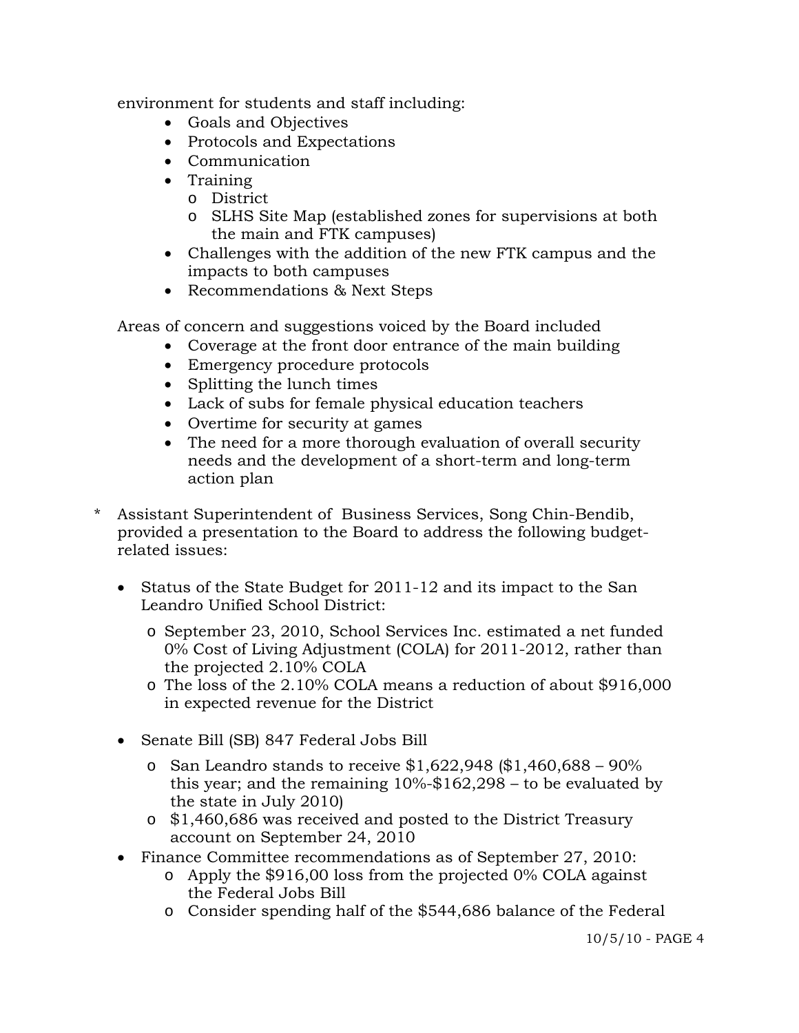environment for students and staff including:

- Goals and Objectives
- Protocols and Expectations
- Communication
- Training
  - District
  - SLHS Site Map (established zones for supervisions at both the main and FTK campuses)
- Challenges with the addition of the new FTK campus and the impacts to both campuses
- Recommendations & Next Steps

Areas of concern and suggestions voiced by the Board included

- Coverage at the front door entrance of the main building
- Emergency procedure protocols
- Splitting the lunch times
- Lack of subs for female physical education teachers
- Overtime for security at games
- The need for a more thorough evaluation of overall security needs and the development of a short-term and long-term action plan

\* Assistant Superintendent of Business Services, Song Chin-Bendib, provided a presentation to the Board to address the following budget-related issues:

- Status of the State Budget for 2011-12 and its impact to the San Leandro Unified School District:
  - September 23, 2010, School Services Inc. estimated a net funded 0% Cost of Living Adjustment (COLA) for 2011-2012, rather than the projected 2.10% COLA
  - The loss of the 2.10% COLA means a reduction of about $916,000 in expected revenue for the District
- Senate Bill (SB) 847 Federal Jobs Bill
  - San Leandro stands to receive $1,622,948 ($1,460,688 – 90% this year; and the remaining 10%-$162,298 – to be evaluated by the state in July 2010)
  - $1,460,686 was received and posted to the District Treasury account on September 24, 2010
- Finance Committee recommendations as of September 27, 2010:
  - Apply the $916,00 loss from the projected 0% COLA against the Federal Jobs Bill
  - Consider spending half of the $544,686 balance of the Federal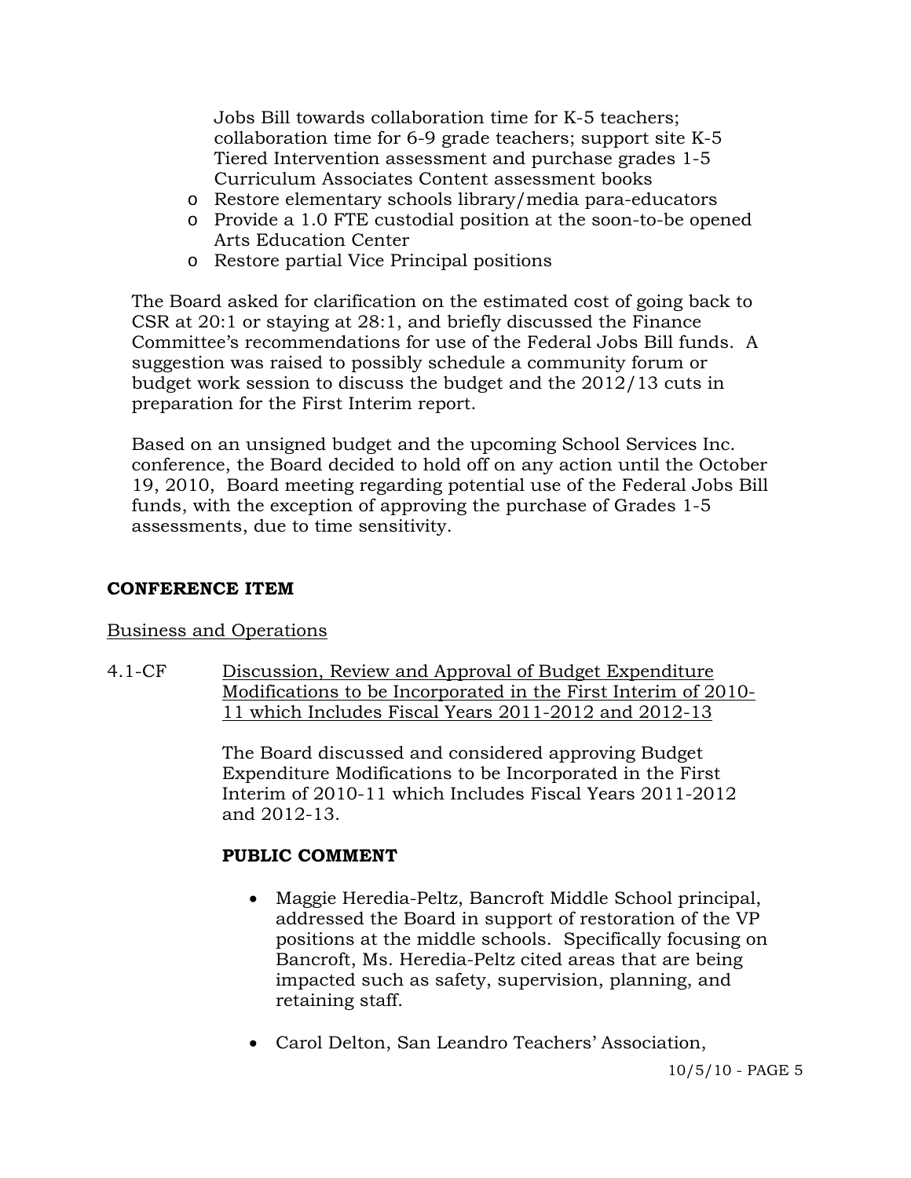Jobs Bill towards collaboration time for K-5 teachers; collaboration time for 6-9 grade teachers; support site K-5 Tiered Intervention assessment and purchase grades 1-5 Curriculum Associates Content assessment books

- Restore elementary schools library/media para-educators
- Provide a 1.0 FTE custodial position at the soon-to-be opened Arts Education Center
- Restore partial Vice Principal positions

The Board asked for clarification on the estimated cost of going back to CSR at 20:1 or staying at 28:1, and briefly discussed the Finance Committee's recommendations for use of the Federal Jobs Bill funds. A suggestion was raised to possibly schedule a community forum or budget work session to discuss the budget and the 2012/13 cuts in preparation for the First Interim report.

Based on an unsigned budget and the upcoming School Services Inc. conference, the Board decided to hold off on any action until the October 19, 2010, Board meeting regarding potential use of the Federal Jobs Bill funds, with the exception of approving the purchase of Grades 1-5 assessments, due to time sensitivity.

**CONFERENCE ITEM**

Business and Operations

4.1-CF Discussion, Review and Approval of Budget Expenditure Modifications to be Incorporated in the First Interim of 2010-11 which Includes Fiscal Years 2011-2012 and 2012-13

The Board discussed and considered approving Budget Expenditure Modifications to be Incorporated in the First Interim of 2010-11 which Includes Fiscal Years 2011-2012 and 2012-13.

**PUBLIC COMMENT**

- Maggie Heredia-Peltz, Bancroft Middle School principal, addressed the Board in support of restoration of the VP positions at the middle schools. Specifically focusing on Bancroft, Ms. Heredia-Peltz cited areas that are being impacted such as safety, supervision, planning, and retaining staff.

- Carol Delton, San Leandro Teachers' Association,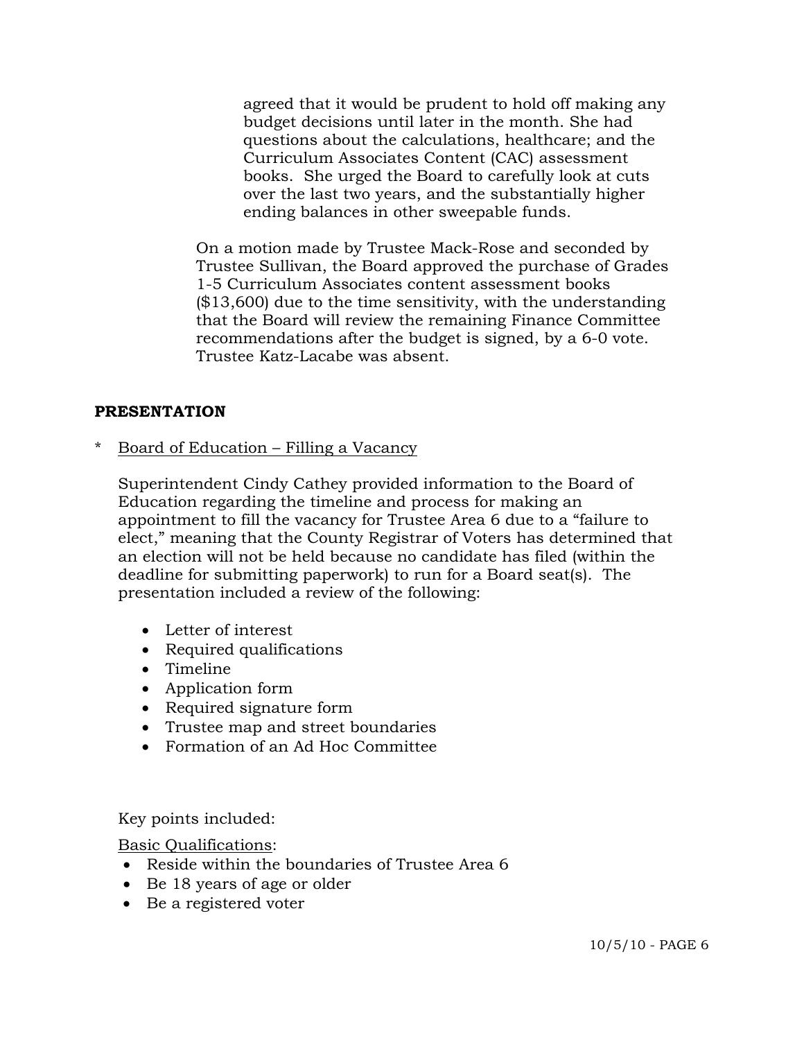agreed that it would be prudent to hold off making any budget decisions until later in the month. She had questions about the calculations, healthcare; and the Curriculum Associates Content (CAC) assessment books. She urged the Board to carefully look at cuts over the last two years, and the substantially higher ending balances in other sweepable funds.

On a motion made by Trustee Mack-Rose and seconded by Trustee Sullivan, the Board approved the purchase of Grades 1-5 Curriculum Associates content assessment books ($13,600) due to the time sensitivity, with the understanding that the Board will review the remaining Finance Committee recommendations after the budget is signed, by a 6-0 vote. Trustee Katz-Lacabe was absent.

## PRESENTATION

\* Board of Education – Filling a Vacancy

Superintendent Cindy Cathey provided information to the Board of Education regarding the timeline and process for making an appointment to fill the vacancy for Trustee Area 6 due to a "failure to elect," meaning that the County Registrar of Voters has determined that an election will not be held because no candidate has filed (within the deadline for submitting paperwork) to run for a Board seat(s). The presentation included a review of the following:

- Letter of interest
- Required qualifications
- Timeline
- Application form
- Required signature form
- Trustee map and street boundaries
- Formation of an Ad Hoc Committee

Key points included:

Basic Qualifications:

- Reside within the boundaries of Trustee Area 6
- Be 18 years of age or older
- Be a registered voter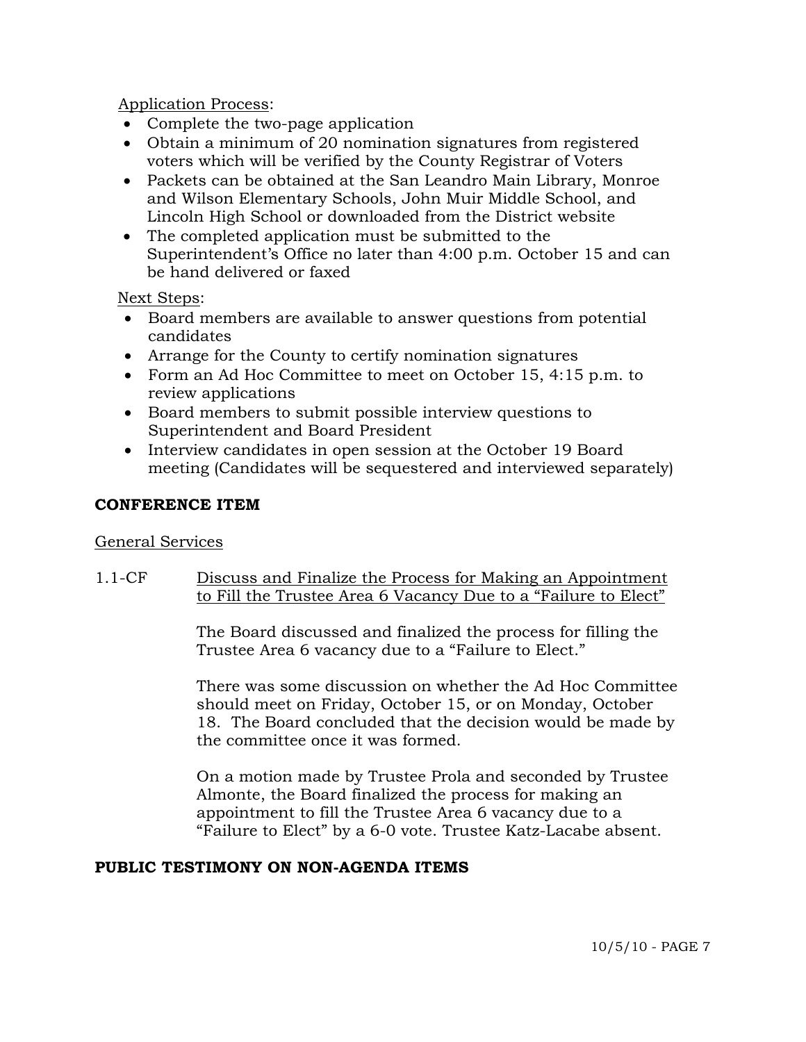Application Process:

- Complete the two-page application
- Obtain a minimum of 20 nomination signatures from registered voters which will be verified by the County Registrar of Voters
- Packets can be obtained at the San Leandro Main Library, Monroe and Wilson Elementary Schools, John Muir Middle School, and Lincoln High School or downloaded from the District website
- The completed application must be submitted to the Superintendent's Office no later than 4:00 p.m. October 15 and can be hand delivered or faxed

Next Steps:

- Board members are available to answer questions from potential candidates
- Arrange for the County to certify nomination signatures
- Form an Ad Hoc Committee to meet on October 15, 4:15 p.m. to review applications
- Board members to submit possible interview questions to Superintendent and Board President
- Interview candidates in open session at the October 19 Board meeting (Candidates will be sequestered and interviewed separately)

**CONFERENCE ITEM**

General Services

1.1-CF Discuss and Finalize the Process for Making an Appointment to Fill the Trustee Area 6 Vacancy Due to a "Failure to Elect"

The Board discussed and finalized the process for filling the Trustee Area 6 vacancy due to a "Failure to Elect."

There was some discussion on whether the Ad Hoc Committee should meet on Friday, October 15, or on Monday, October 18. The Board concluded that the decision would be made by the committee once it was formed.

On a motion made by Trustee Prola and seconded by Trustee Almonte, the Board finalized the process for making an appointment to fill the Trustee Area 6 vacancy due to a "Failure to Elect" by a 6-0 vote. Trustee Katz-Lacabe absent.

**PUBLIC TESTIMONY ON NON-AGENDA ITEMS**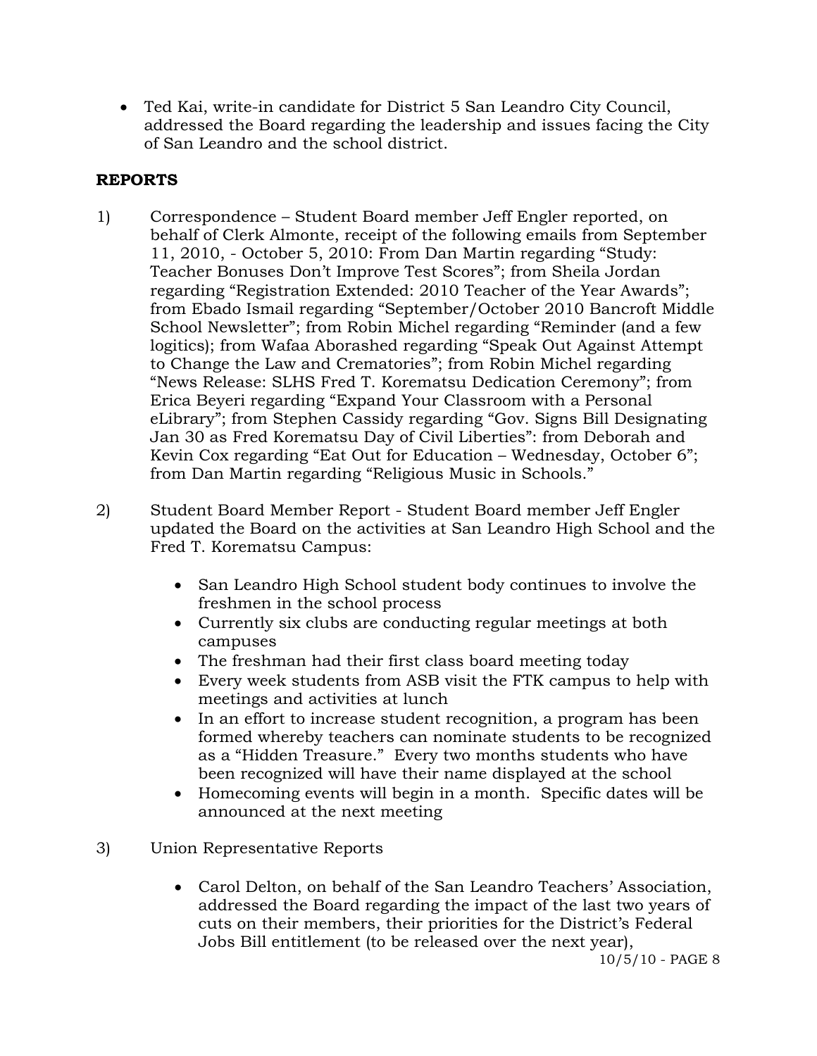- Ted Kai, write-in candidate for District 5 San Leandro City Council, addressed the Board regarding the leadership and issues facing the City of San Leandro and the school district.

**REPORTS**

1) Correspondence – Student Board member Jeff Engler reported, on behalf of Clerk Almonte, receipt of the following emails from September 11, 2010, - October 5, 2010: From Dan Martin regarding "Study: Teacher Bonuses Don't Improve Test Scores"; from Sheila Jordan regarding "Registration Extended: 2010 Teacher of the Year Awards"; from Ebado Ismail regarding "September/October 2010 Bancroft Middle School Newsletter"; from Robin Michel regarding "Reminder (and a few logitics); from Wafaa Aborashed regarding "Speak Out Against Attempt to Change the Law and Crematories"; from Robin Michel regarding "News Release: SLHS Fred T. Korematsu Dedication Ceremony"; from Erica Beyeri regarding "Expand Your Classroom with a Personal eLibrary"; from Stephen Cassidy regarding "Gov. Signs Bill Designating Jan 30 as Fred Korematsu Day of Civil Liberties": from Deborah and Kevin Cox regarding "Eat Out for Education – Wednesday, October 6"; from Dan Martin regarding "Religious Music in Schools."

2) Student Board Member Report - Student Board member Jeff Engler updated the Board on the activities at San Leandro High School and the Fred T. Korematsu Campus:

   - San Leandro High School student body continues to involve the freshmen in the school process
   - Currently six clubs are conducting regular meetings at both campuses
   - The freshman had their first class board meeting today
   - Every week students from ASB visit the FTK campus to help with meetings and activities at lunch
   - In an effort to increase student recognition, a program has been formed whereby teachers can nominate students to be recognized as a "Hidden Treasure." Every two months students who have been recognized will have their name displayed at the school
   - Homecoming events will begin in a month. Specific dates will be announced at the next meeting

3) Union Representative Reports

   - Carol Delton, on behalf of the San Leandro Teachers' Association, addressed the Board regarding the impact of the last two years of cuts on their members, their priorities for the District's Federal Jobs Bill entitlement (to be released over the next year),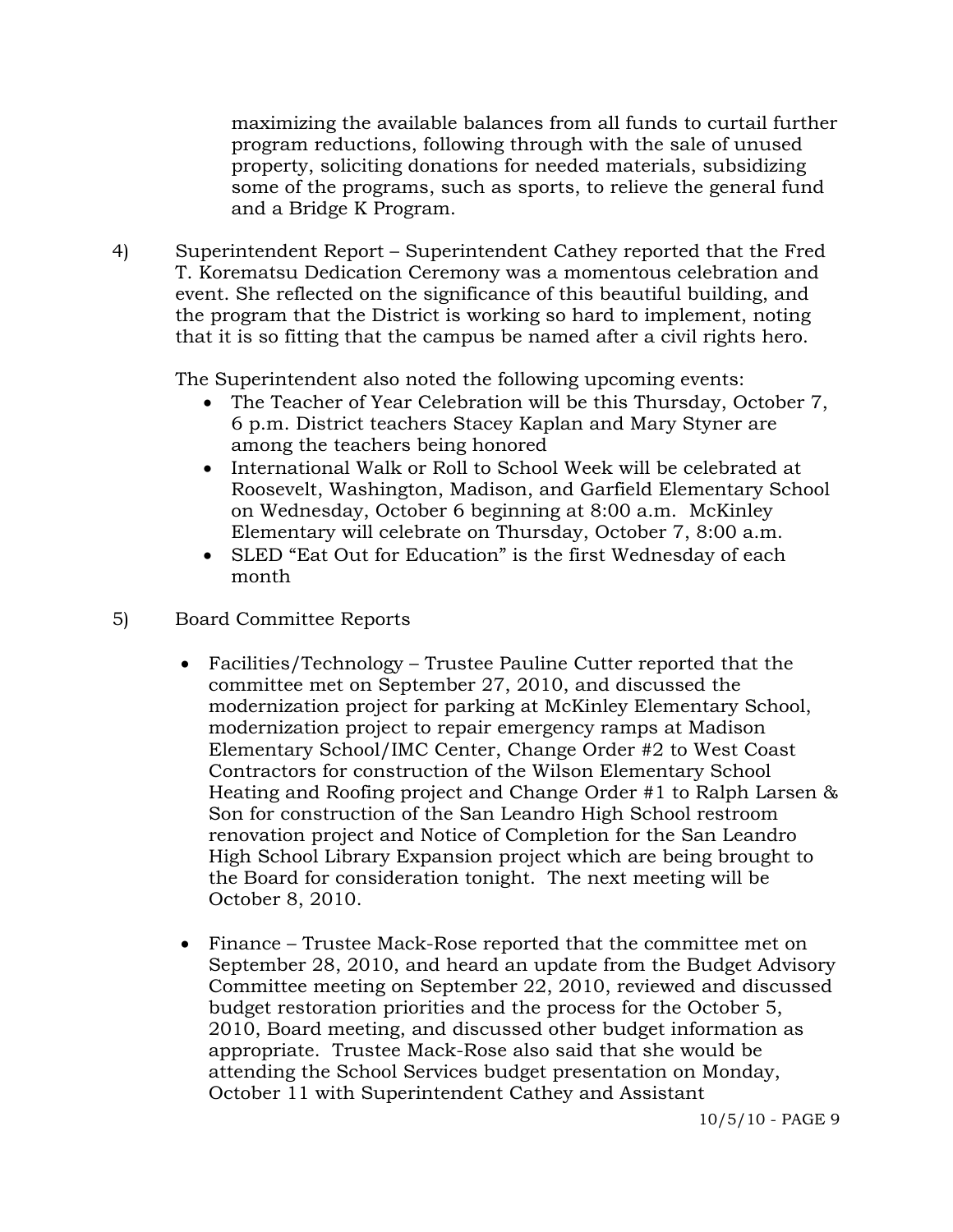maximizing the available balances from all funds to curtail further program reductions, following through with the sale of unused property, soliciting donations for needed materials, subsidizing some of the programs, such as sports, to relieve the general fund and a Bridge K Program.

4) Superintendent Report – Superintendent Cathey reported that the Fred T. Korematsu Dedication Ceremony was a momentous celebration and event. She reflected on the significance of this beautiful building, and the program that the District is working so hard to implement, noting that it is so fitting that the campus be named after a civil rights hero.

   The Superintendent also noted the following upcoming events:

   - The Teacher of Year Celebration will be this Thursday, October 7, 6 p.m. District teachers Stacey Kaplan and Mary Styner are among the teachers being honored
   - International Walk or Roll to School Week will be celebrated at Roosevelt, Washington, Madison, and Garfield Elementary School on Wednesday, October 6 beginning at 8:00 a.m. McKinley Elementary will celebrate on Thursday, October 7, 8:00 a.m.
   - SLED "Eat Out for Education" is the first Wednesday of each month

5) Board Committee Reports

   - Facilities/Technology – Trustee Pauline Cutter reported that the committee met on September 27, 2010, and discussed the modernization project for parking at McKinley Elementary School, modernization project to repair emergency ramps at Madison Elementary School/IMC Center, Change Order #2 to West Coast Contractors for construction of the Wilson Elementary School Heating and Roofing project and Change Order #1 to Ralph Larsen & Son for construction of the San Leandro High School restroom renovation project and Notice of Completion for the San Leandro High School Library Expansion project which are being brought to the Board for consideration tonight. The next meeting will be October 8, 2010.

   - Finance – Trustee Mack-Rose reported that the committee met on September 28, 2010, and heard an update from the Budget Advisory Committee meeting on September 22, 2010, reviewed and discussed budget restoration priorities and the process for the October 5, 2010, Board meeting, and discussed other budget information as appropriate. Trustee Mack-Rose also said that she would be attending the School Services budget presentation on Monday, October 11 with Superintendent Cathey and Assistant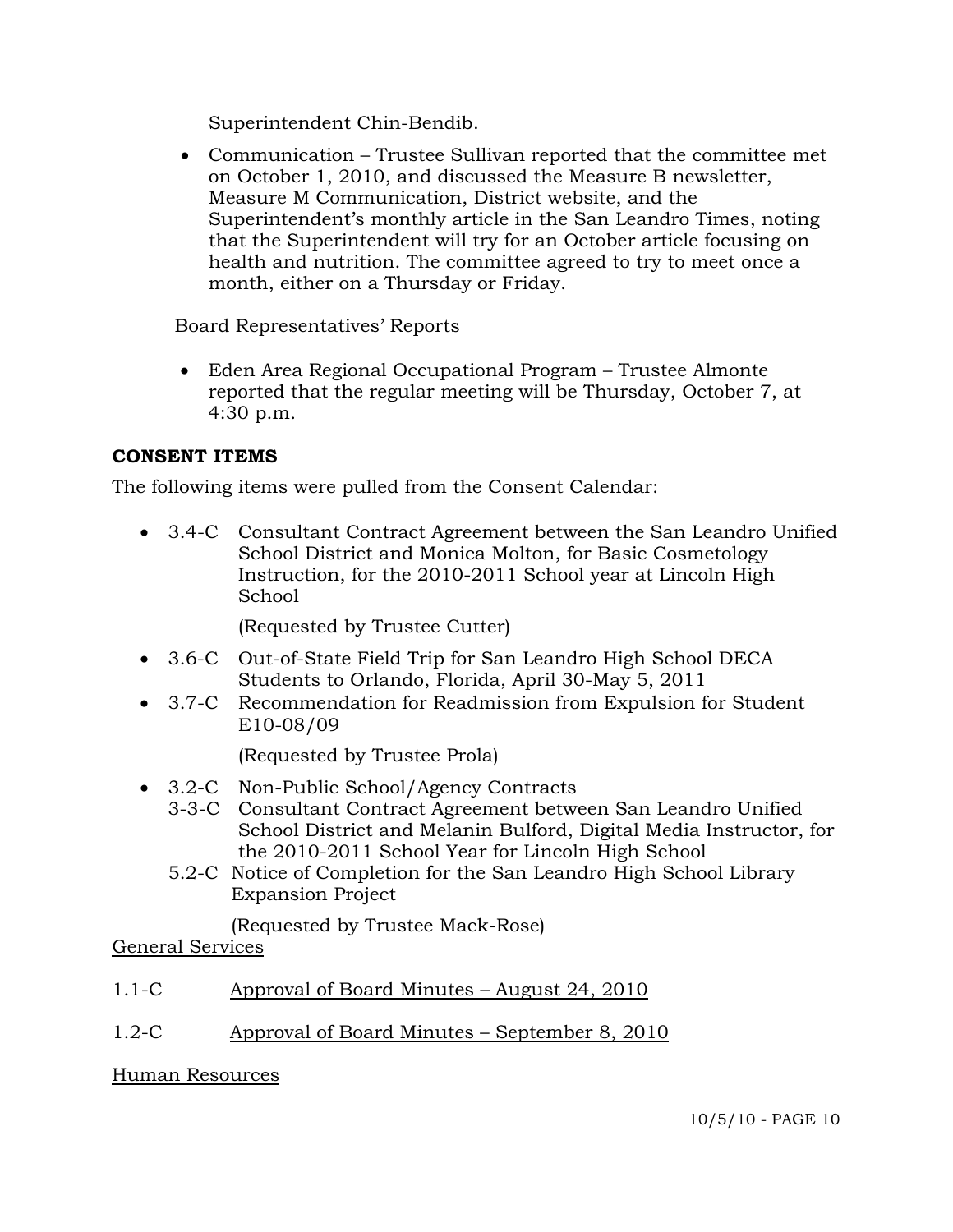Superintendent Chin-Bendib.

- Communication – Trustee Sullivan reported that the committee met on October 1, 2010, and discussed the Measure B newsletter, Measure M Communication, District website, and the Superintendent's monthly article in the San Leandro Times, noting that the Superintendent will try for an October article focusing on health and nutrition. The committee agreed to try to meet once a month, either on a Thursday or Friday.

Board Representatives' Reports

- Eden Area Regional Occupational Program – Trustee Almonte reported that the regular meeting will be Thursday, October 7, at 4:30 p.m.

**CONSENT ITEMS**

The following items were pulled from the Consent Calendar:

- 3.4-C Consultant Contract Agreement between the San Leandro Unified School District and Monica Molton, for Basic Cosmetology Instruction, for the 2010-2011 School year at Lincoln High School

  (Requested by Trustee Cutter)

- 3.6-C Out-of-State Field Trip for San Leandro High School DECA Students to Orlando, Florida, April 30-May 5, 2011
- 3.7-C Recommendation for Readmission from Expulsion for Student E10-08/09

  (Requested by Trustee Prola)

- 3.2-C Non-Public School/Agency Contracts
  3-3-C Consultant Contract Agreement between San Leandro Unified School District and Melanin Bulford, Digital Media Instructor, for the 2010-2011 School Year for Lincoln High School
  5.2-C Notice of Completion for the San Leandro High School Library Expansion Project

  (Requested by Trustee Mack-Rose)

General Services

1.1-C Approval of Board Minutes – August 24, 2010

1.2-C Approval of Board Minutes – September 8, 2010

Human Resources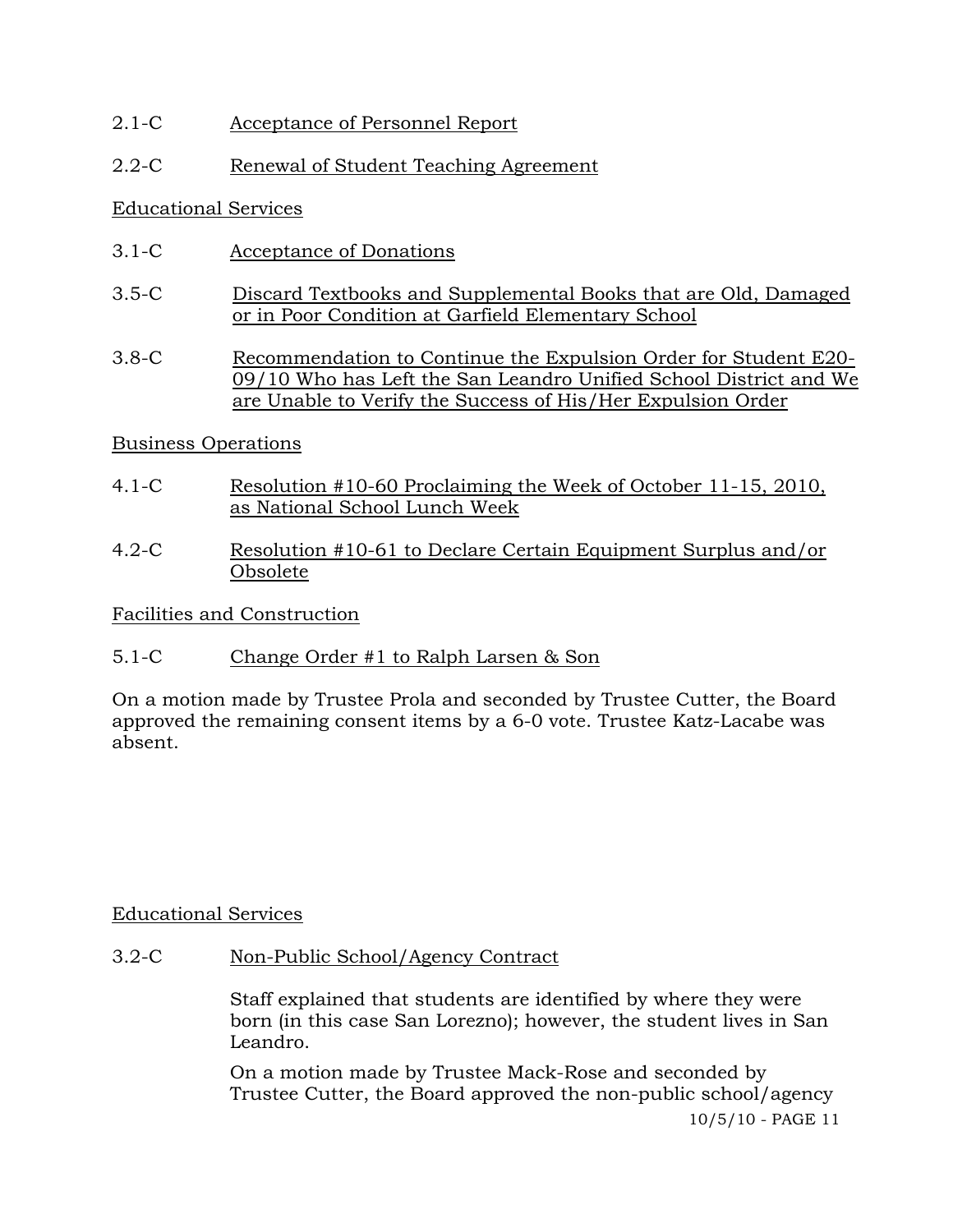2.1-C Acceptance of Personnel Report

2.2-C Renewal of Student Teaching Agreement

Educational Services

3.1-C Acceptance of Donations

3.5-C Discard Textbooks and Supplemental Books that are Old, Damaged or in Poor Condition at Garfield Elementary School

3.8-C Recommendation to Continue the Expulsion Order for Student E20-09/10 Who has Left the San Leandro Unified School District and We are Unable to Verify the Success of His/Her Expulsion Order

Business Operations

4.1-C Resolution #10-60 Proclaiming the Week of October 11-15, 2010, as National School Lunch Week

4.2-C Resolution #10-61 to Declare Certain Equipment Surplus and/or Obsolete

Facilities and Construction

5.1-C Change Order #1 to Ralph Larsen & Son

On a motion made by Trustee Prola and seconded by Trustee Cutter, the Board approved the remaining consent items by a 6-0 vote. Trustee Katz-Lacabe was absent.

Educational Services

3.2-C Non-Public School/Agency Contract

Staff explained that students are identified by where they were born (in this case San Lorezno); however, the student lives in San Leandro.

On a motion made by Trustee Mack-Rose and seconded by Trustee Cutter, the Board approved the non-public school/agency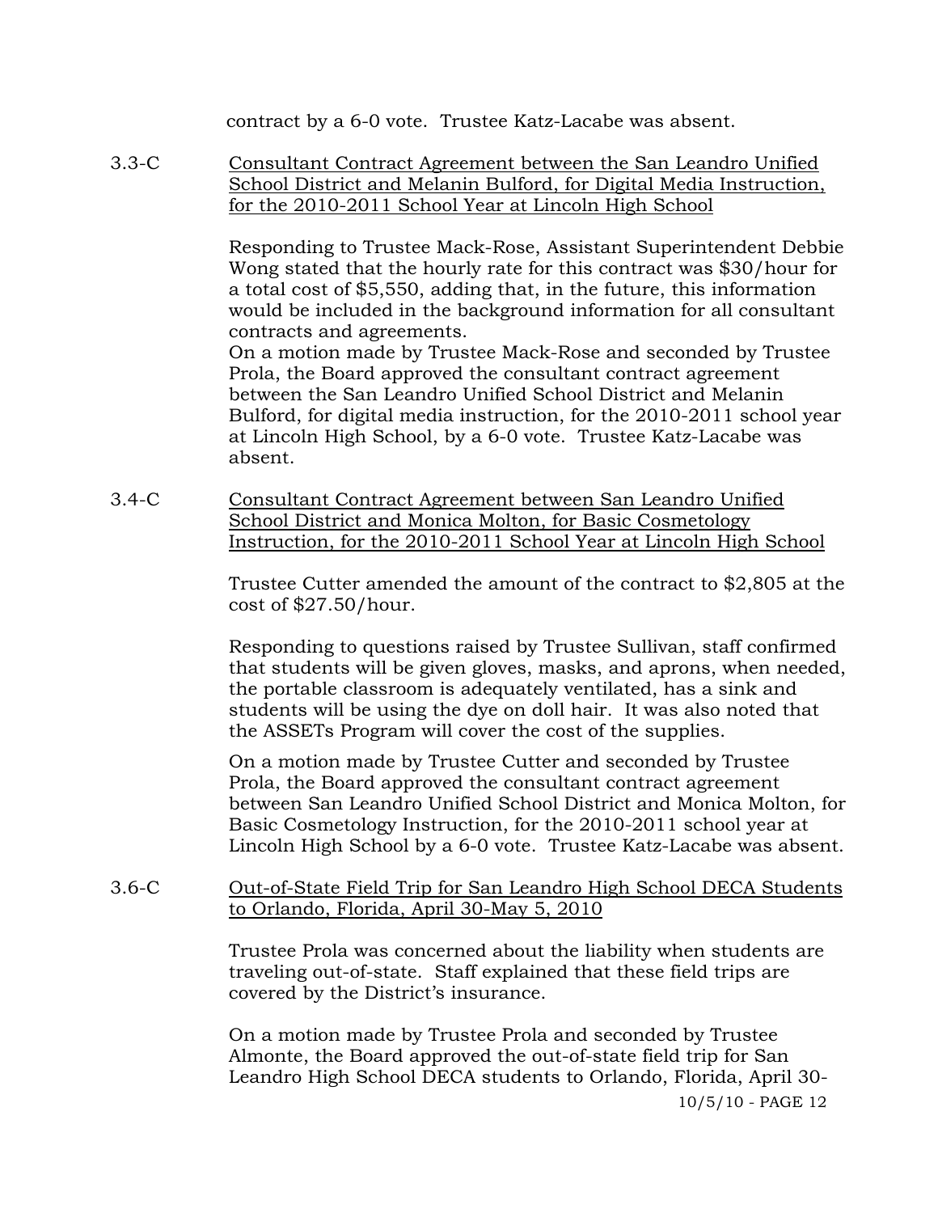contract by a 6-0 vote. Trustee Katz-Lacabe was absent.

3.3-C <u>Consultant Contract Agreement between the San Leandro Unified School District and Melanin Bulford, for Digital Media Instruction, for the 2010-2011 School Year at Lincoln High School</u>

Responding to Trustee Mack-Rose, Assistant Superintendent Debbie Wong stated that the hourly rate for this contract was $30/hour for a total cost of $5,550, adding that, in the future, this information would be included in the background information for all consultant contracts and agreements.

On a motion made by Trustee Mack-Rose and seconded by Trustee Prola, the Board approved the consultant contract agreement between the San Leandro Unified School District and Melanin Bulford, for digital media instruction, for the 2010-2011 school year at Lincoln High School, by a 6-0 vote. Trustee Katz-Lacabe was absent.

3.4-C <u>Consultant Contract Agreement between San Leandro Unified School District and Monica Molton, for Basic Cosmetology Instruction, for the 2010-2011 School Year at Lincoln High School</u>

Trustee Cutter amended the amount of the contract to $2,805 at the cost of $27.50/hour.

Responding to questions raised by Trustee Sullivan, staff confirmed that students will be given gloves, masks, and aprons, when needed, the portable classroom is adequately ventilated, has a sink and students will be using the dye on doll hair. It was also noted that the ASSETs Program will cover the cost of the supplies.

On a motion made by Trustee Cutter and seconded by Trustee Prola, the Board approved the consultant contract agreement between San Leandro Unified School District and Monica Molton, for Basic Cosmetology Instruction, for the 2010-2011 school year at Lincoln High School by a 6-0 vote. Trustee Katz-Lacabe was absent.

3.6-C <u>Out-of-State Field Trip for San Leandro High School DECA Students to Orlando, Florida, April 30-May 5, 2010</u>

Trustee Prola was concerned about the liability when students are traveling out-of-state. Staff explained that these field trips are covered by the District's insurance.

On a motion made by Trustee Prola and seconded by Trustee Almonte, the Board approved the out-of-state field trip for San Leandro High School DECA students to Orlando, Florida, April 30-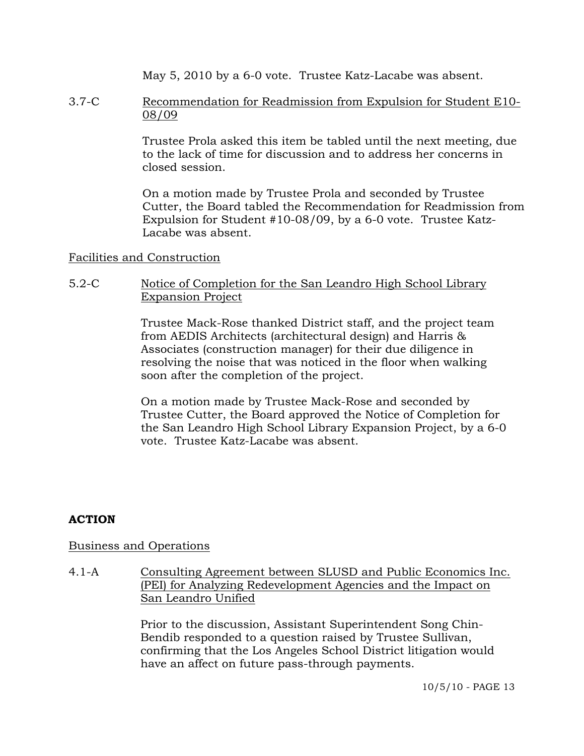May 5, 2010 by a 6-0 vote. Trustee Katz-Lacabe was absent.

3.7-C Recommendation for Readmission from Expulsion for Student E10-08/09

Trustee Prola asked this item be tabled until the next meeting, due to the lack of time for discussion and to address her concerns in closed session.

On a motion made by Trustee Prola and seconded by Trustee Cutter, the Board tabled the Recommendation for Readmission from Expulsion for Student #10-08/09, by a 6-0 vote. Trustee Katz-Lacabe was absent.

Facilities and Construction

5.2-C Notice of Completion for the San Leandro High School Library Expansion Project

Trustee Mack-Rose thanked District staff, and the project team from AEDIS Architects (architectural design) and Harris & Associates (construction manager) for their due diligence in resolving the noise that was noticed in the floor when walking soon after the completion of the project.

On a motion made by Trustee Mack-Rose and seconded by Trustee Cutter, the Board approved the Notice of Completion for the San Leandro High School Library Expansion Project, by a 6-0 vote. Trustee Katz-Lacabe was absent.

**ACTION**

Business and Operations

4.1-A Consulting Agreement between SLUSD and Public Economics Inc. (PEI) for Analyzing Redevelopment Agencies and the Impact on San Leandro Unified

Prior to the discussion, Assistant Superintendent Song Chin-Bendib responded to a question raised by Trustee Sullivan, confirming that the Los Angeles School District litigation would have an affect on future pass-through payments.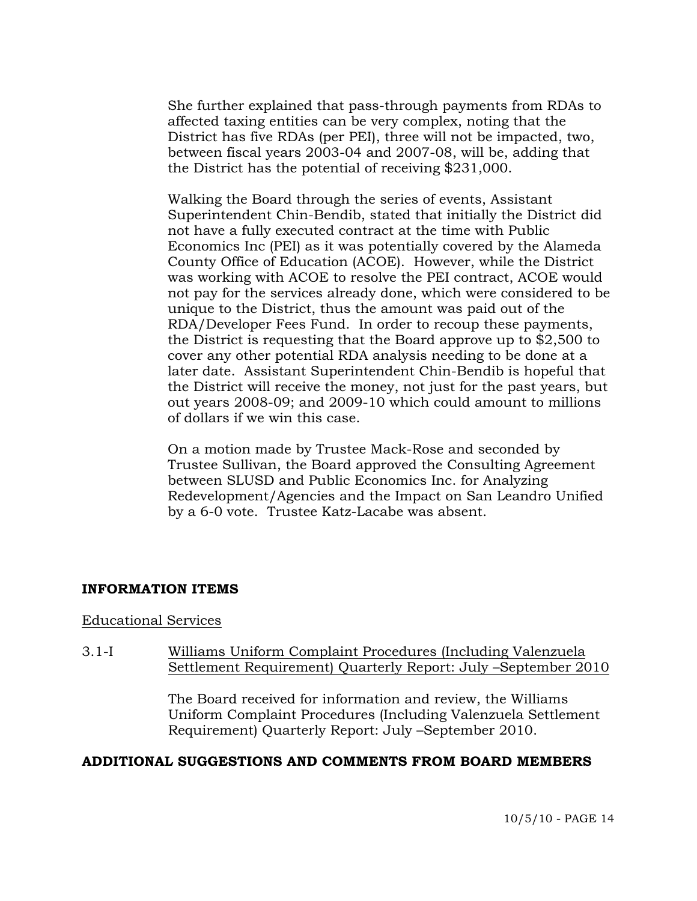She further explained that pass-through payments from RDAs to affected taxing entities can be very complex, noting that the District has five RDAs (per PEI), three will not be impacted, two, between fiscal years 2003-04 and 2007-08, will be, adding that the District has the potential of receiving $231,000.

Walking the Board through the series of events, Assistant Superintendent Chin-Bendib, stated that initially the District did not have a fully executed contract at the time with Public Economics Inc (PEI) as it was potentially covered by the Alameda County Office of Education (ACOE). However, while the District was working with ACOE to resolve the PEI contract, ACOE would not pay for the services already done, which were considered to be unique to the District, thus the amount was paid out of the RDA/Developer Fees Fund. In order to recoup these payments, the District is requesting that the Board approve up to $2,500 to cover any other potential RDA analysis needing to be done at a later date. Assistant Superintendent Chin-Bendib is hopeful that the District will receive the money, not just for the past years, but out years 2008-09; and 2009-10 which could amount to millions of dollars if we win this case.

On a motion made by Trustee Mack-Rose and seconded by Trustee Sullivan, the Board approved the Consulting Agreement between SLUSD and Public Economics Inc. for Analyzing Redevelopment/Agencies and the Impact on San Leandro Unified by a 6-0 vote. Trustee Katz-Lacabe was absent.

**INFORMATION ITEMS**

Educational Services

3.1-I Williams Uniform Complaint Procedures (Including Valenzuela Settlement Requirement) Quarterly Report: July –September 2010

The Board received for information and review, the Williams Uniform Complaint Procedures (Including Valenzuela Settlement Requirement) Quarterly Report: July –September 2010.

**ADDITIONAL SUGGESTIONS AND COMMENTS FROM BOARD MEMBERS**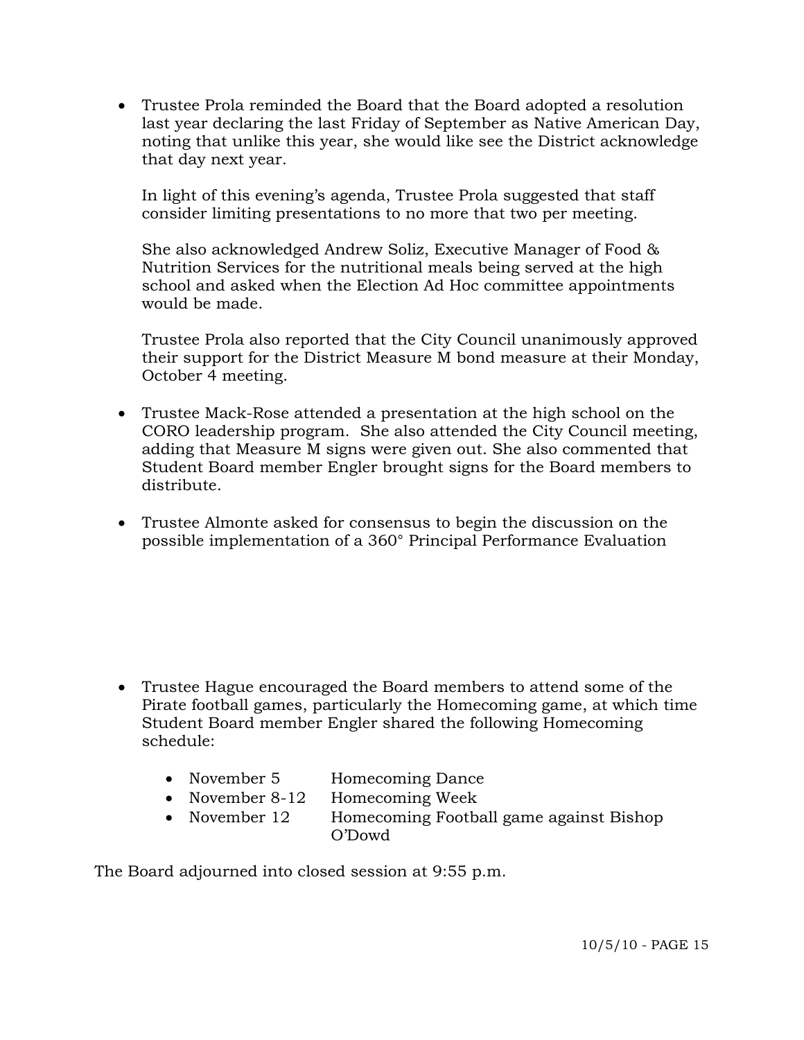- Trustee Prola reminded the Board that the Board adopted a resolution last year declaring the last Friday of September as Native American Day, noting that unlike this year, she would like see the District acknowledge that day next year.

  In light of this evening's agenda, Trustee Prola suggested that staff consider limiting presentations to no more that two per meeting.

  She also acknowledged Andrew Soliz, Executive Manager of Food & Nutrition Services for the nutritional meals being served at the high school and asked when the Election Ad Hoc committee appointments would be made.

  Trustee Prola also reported that the City Council unanimously approved their support for the District Measure M bond measure at their Monday, October 4 meeting.

- Trustee Mack-Rose attended a presentation at the high school on the CORO leadership program. She also attended the City Council meeting, adding that Measure M signs were given out. She also commented that Student Board member Engler brought signs for the Board members to distribute.

- Trustee Almonte asked for consensus to begin the discussion on the possible implementation of a 360° Principal Performance Evaluation

- Trustee Hague encouraged the Board members to attend some of the Pirate football games, particularly the Homecoming game, at which time Student Board member Engler shared the following Homecoming schedule:

  - November 5 Homecoming Dance
  - November 8-12 Homecoming Week
  - November 12 Homecoming Football game against Bishop O'Dowd

The Board adjourned into closed session at 9:55 p.m.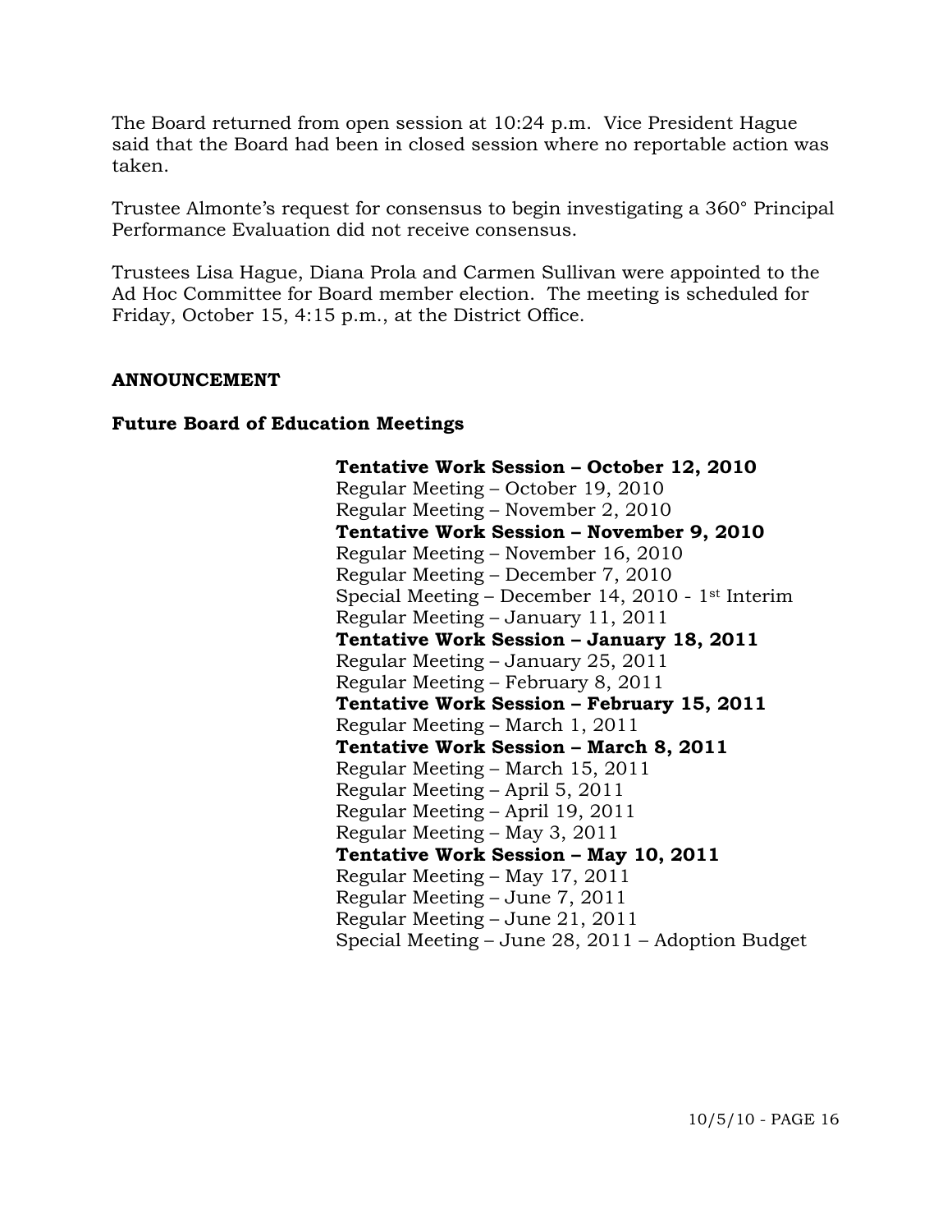The Board returned from open session at 10:24 p.m. Vice President Hague said that the Board had been in closed session where no reportable action was taken.

Trustee Almonte's request for consensus to begin investigating a 360° Principal Performance Evaluation did not receive consensus.

Trustees Lisa Hague, Diana Prola and Carmen Sullivan were appointed to the Ad Hoc Committee for Board member election. The meeting is scheduled for Friday, October 15, 4:15 p.m., at the District Office.

**ANNOUNCEMENT**

**Future Board of Education Meetings**

**Tentative Work Session – October 12, 2010**
Regular Meeting – October 19, 2010
Regular Meeting – November 2, 2010
**Tentative Work Session – November 9, 2010**
Regular Meeting – November 16, 2010
Regular Meeting – December 7, 2010
Special Meeting – December 14, 2010 - 1st Interim
Regular Meeting – January 11, 2011
**Tentative Work Session – January 18, 2011**
Regular Meeting – January 25, 2011
Regular Meeting – February 8, 2011
**Tentative Work Session – February 15, 2011**
Regular Meeting – March 1, 2011
**Tentative Work Session – March 8, 2011**
Regular Meeting – March 15, 2011
Regular Meeting – April 5, 2011
Regular Meeting – April 19, 2011
Regular Meeting – May 3, 2011
**Tentative Work Session – May 10, 2011**
Regular Meeting – May 17, 2011
Regular Meeting – June 7, 2011
Regular Meeting – June 21, 2011
Special Meeting – June 28, 2011 – Adoption Budget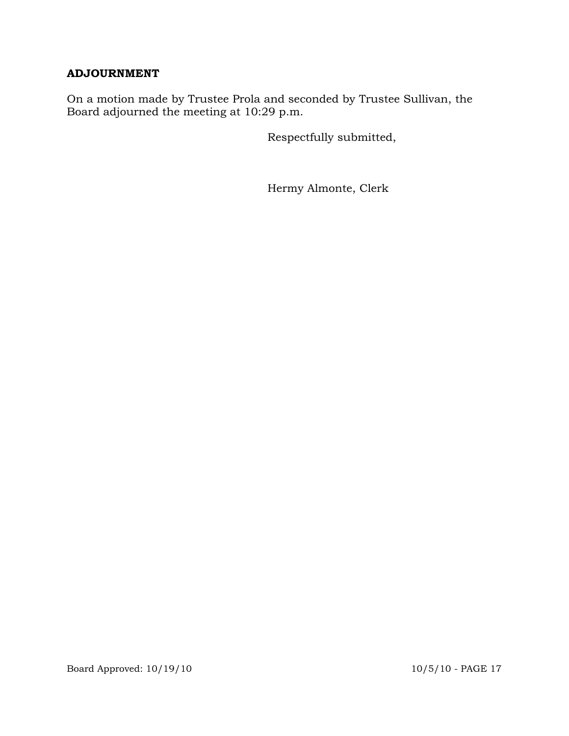**ADJOURNMENT**

On a motion made by Trustee Prola and seconded by Trustee Sullivan, the Board adjourned the meeting at 10:29 p.m.

Respectfully submitted,

Hermy Almonte, Clerk